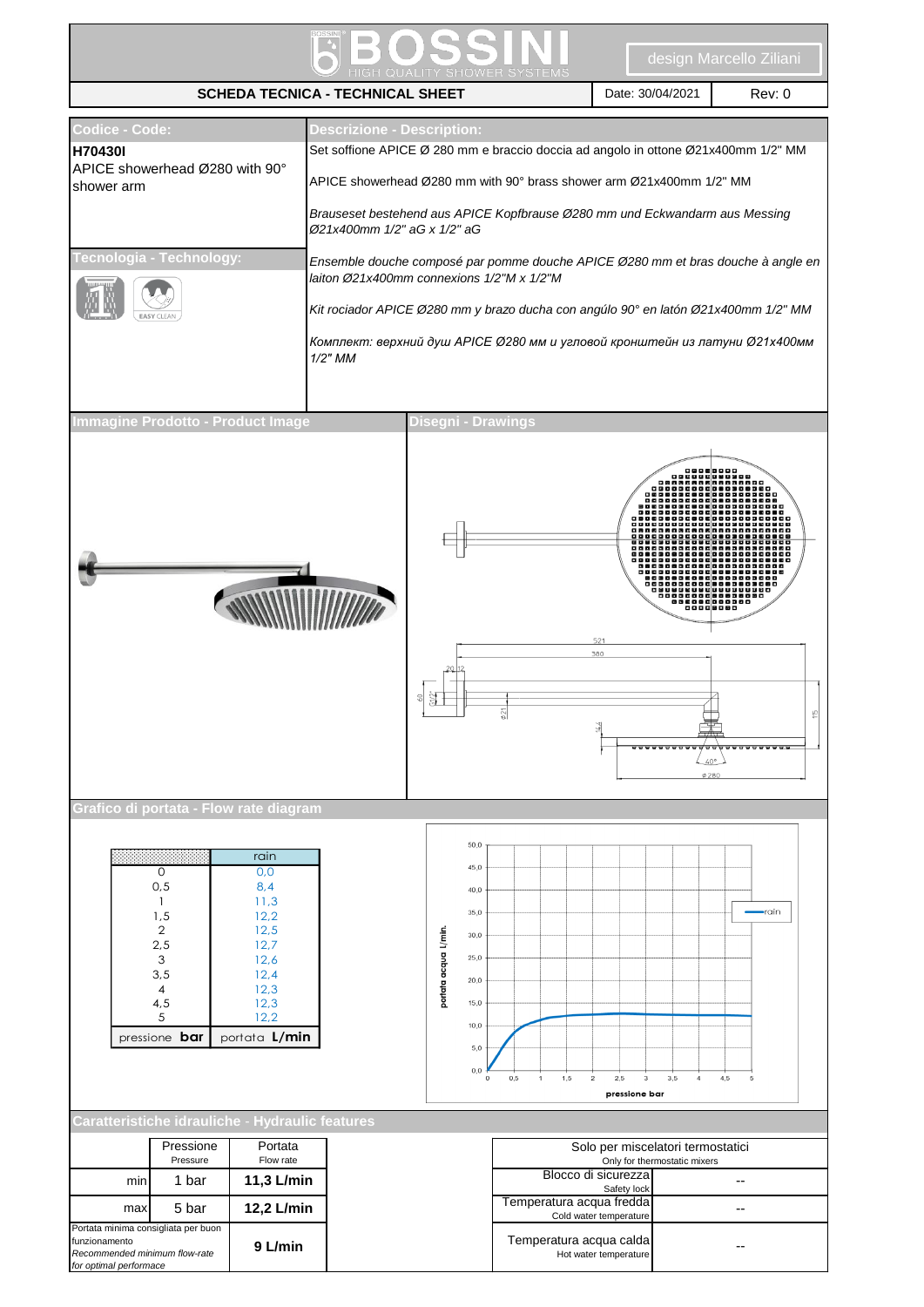# BOSSINI

HIGH QUALITY SHOWER SYSTEMS

design Marcello Ziliani

**SCHEDA TECNICA - TECHNICAL SHEET** | Date: 30/04/2021 | Rev: 0

## Codice - Code:

**H70430I**

APICE showerhead Ø280 with 90° shower arm

## Descrizione - Description:

Set soffione APICE Ø 280 mm e braccio doccia ad angolo in ottone Ø21x400mm 1/2" MM

APICE showerhead Ø280 mm with 90° brass shower arm Ø21x400mm 1/2" MM

*Brauseset bestehend aus APICE Kopfbrause Ø280 mm und Eckwandarm aus Messing Ø21x400mm 1/2" aG x 1/2" aG*

*Ensemble douche composé par pomme douche APICE Ø280 mm et bras douche à angle en laiton Ø21x400mm connexions 1/2"M x 1/2"M*

*Kit rociador APICE Ø280 mm y brazo ducha con angúlo 90° en latón Ø21x400mm 1/2" MM*

*Комплект: верхний душ APICE Ø280 мм и угловой кронштейн из латуни Ø21x400мм 1/2" MM*

## Tecnologia - Technology:

EASY CLEAN

## Immagine Prodotto - Product Image

## Disegni - Drawings

521, 380, 20, 12, 60, G1/2", Ø21, 164, 175, 40°, Ø280

## Grafico di portata - Flow rate diagram

| pressione **bar** | rain (portata **L/min**) |
|---|---|
| 0 | 0,0 |
| 0,5 | 8,4 |
| 1 | 11,3 |
| 1,5 | 12,2 |
| 2 | 12,5 |
| 2,5 | 12,7 |
| 3 | 12,6 |
| 3,5 | 12,4 |
| 4 | 12,3 |
| 4,5 | 12,3 |
| 5 | 12,2 |

## Caratteristiche idrauliche - Hydraulic features

| | Pressione / Pressure | Portata / Flow rate |
|---|---|---|
| min | 1 bar | **11,3 L/min** |
| max | 5 bar | **12,2 L/min** |
| Portata minima consigliata per buon funzionamento / *Recommended minimum flow-rate for optimal performace* | | **9 L/min** |

| Solo per miscelatori termostatici / Only for thermostatic mixers | |
|---|---|
| Blocco di sicurezza / Safety lock | -- |
| Temperatura acqua fredda / Cold water temperature | -- |
| Temperatura acqua calda / Hot water temperature | -- |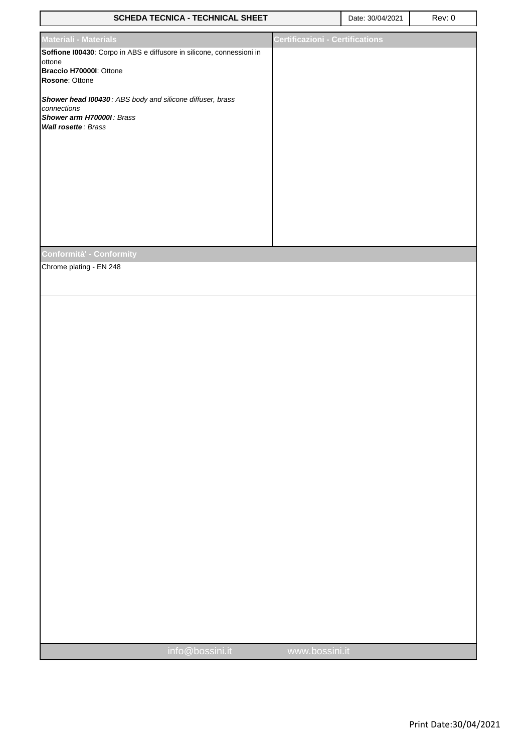| SCHEDA TECNICA - TECHNICAL SHEET | Date: 30/04/2021 | Rev: 0 |
|---|---|---|

| Materiali - Materials | Certificazioni - Certifications |
|---|---|
| **Soffione I00430**: Corpo in ABS e diffusore in silicone, connessioni in ottone<br>**Braccio H70000I**: Ottone<br>**Rosone**: Ottone<br><br>***Shower head I00430*** *: ABS body and silicone diffuser, brass connections*<br>***Shower arm H70000I*** *: Brass*<br>***Wall rosette*** *: Brass* | |

## Conformità' - Conformity

Chrome plating - EN 248

info@bossini.it www.bossini.it

Print Date:30/04/2021